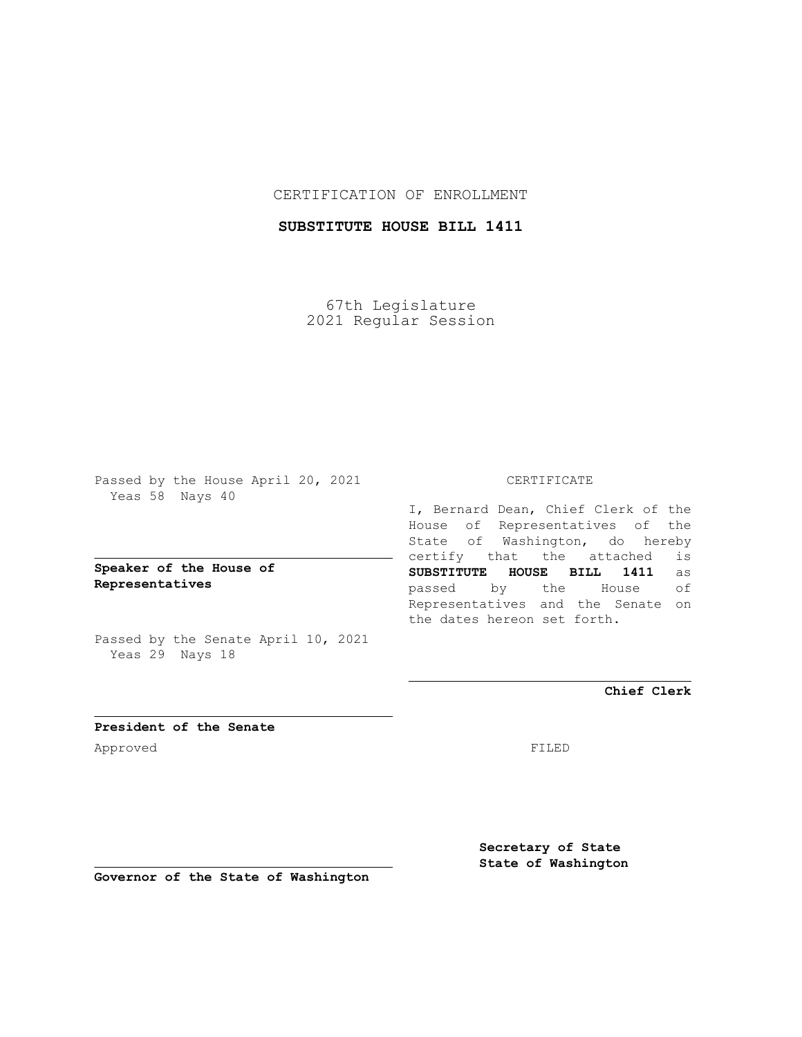CERTIFICATION OF ENROLLMENT

**SUBSTITUTE HOUSE BILL 1411**

67th Legislature
2021 Regular Session

Passed by the House April 20, 2021
Yeas 58 Nays 40

**Speaker of the House of Representatives**

Passed by the Senate April 10, 2021
Yeas 29 Nays 18

**President of the Senate**

Approved

**Governor of the State of Washington**

CERTIFICATE

I, Bernard Dean, Chief Clerk of the House of Representatives of the State of Washington, do hereby certify that the attached is **SUBSTITUTE HOUSE BILL 1411** as passed by the House of Representatives and the Senate on the dates hereon set forth.

**Chief Clerk**

FILED

**Secretary of State**
**State of Washington**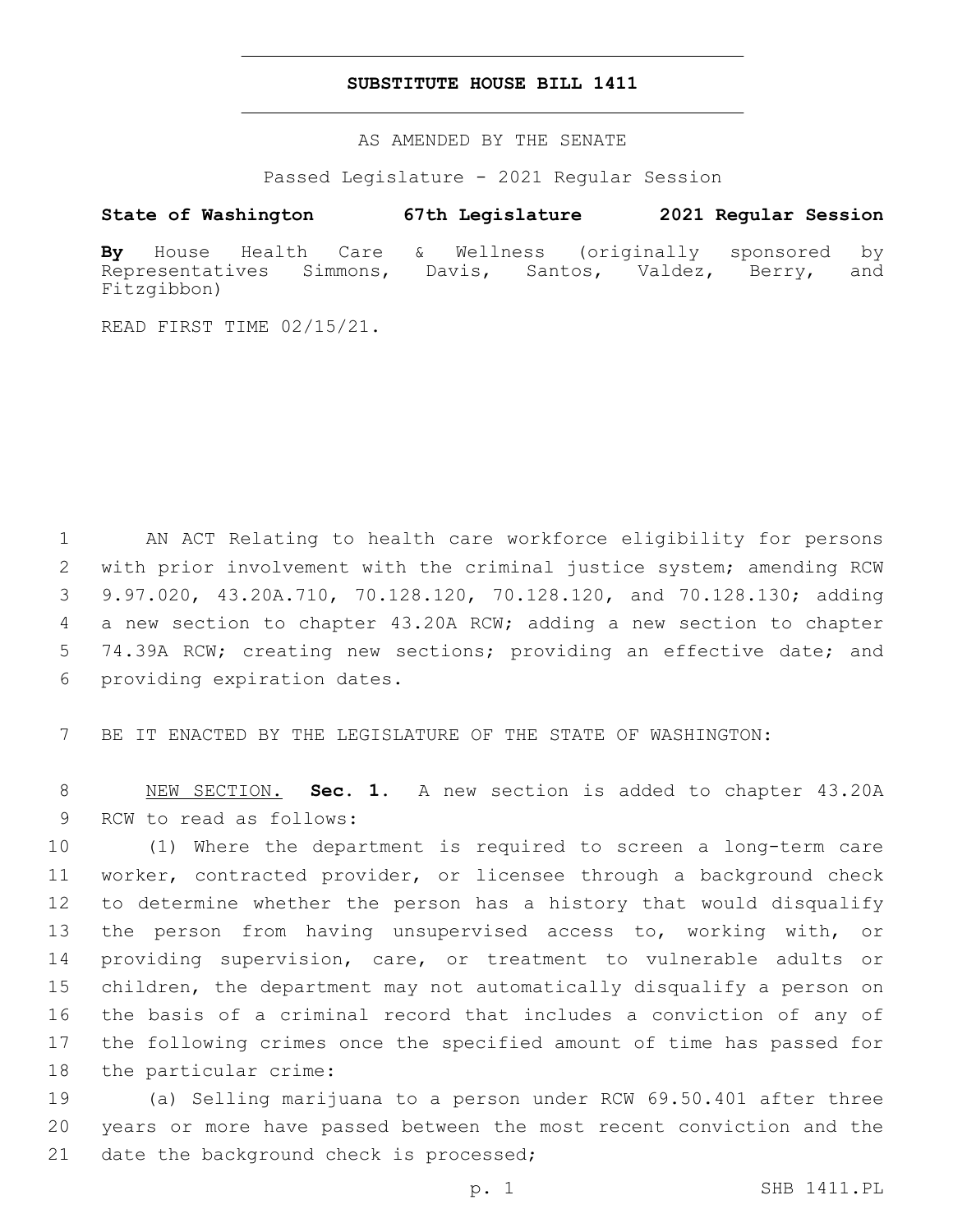# SUBSTITUTE HOUSE BILL 1411

AS AMENDED BY THE SENATE

Passed Legislature - 2021 Regular Session

**State of Washington 67th Legislature 2021 Regular Session**

**By** House Health Care & Wellness (originally sponsored by Representatives Simmons, Davis, Santos, Valdez, Berry, and Fitzgibbon)

READ FIRST TIME 02/15/21.

AN ACT Relating to health care workforce eligibility for persons with prior involvement with the criminal justice system; amending RCW 9.97.020, 43.20A.710, 70.128.120, 70.128.120, and 70.128.130; adding a new section to chapter 43.20A RCW; adding a new section to chapter 74.39A RCW; creating new sections; providing an effective date; and providing expiration dates.

BE IT ENACTED BY THE LEGISLATURE OF THE STATE OF WASHINGTON:

NEW SECTION. **Sec. 1.** A new section is added to chapter 43.20A RCW to read as follows:

(1) Where the department is required to screen a long-term care worker, contracted provider, or licensee through a background check to determine whether the person has a history that would disqualify the person from having unsupervised access to, working with, or providing supervision, care, or treatment to vulnerable adults or children, the department may not automatically disqualify a person on the basis of a criminal record that includes a conviction of any of the following crimes once the specified amount of time has passed for the particular crime:

(a) Selling marijuana to a person under RCW 69.50.401 after three years or more have passed between the most recent conviction and the date the background check is processed;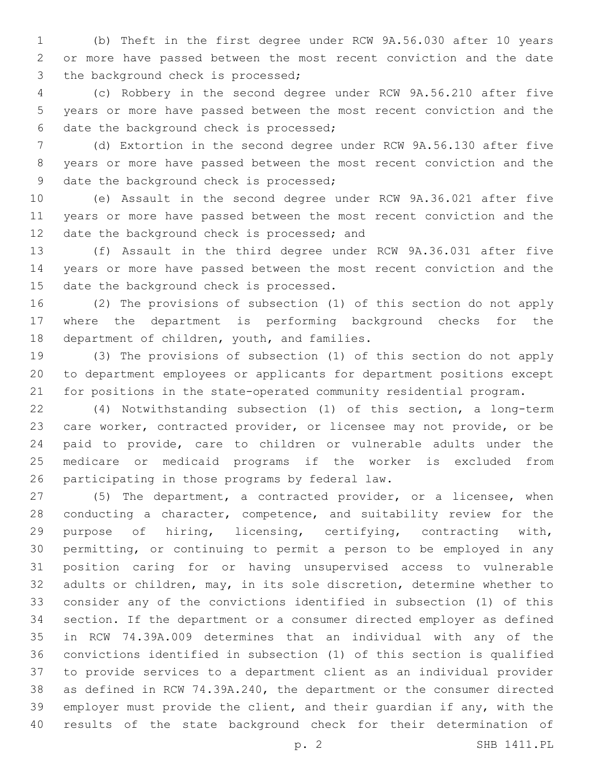(b) Theft in the first degree under RCW 9A.56.030 after 10 years or more have passed between the most recent conviction and the date the background check is processed;

(c) Robbery in the second degree under RCW 9A.56.210 after five years or more have passed between the most recent conviction and the date the background check is processed;

(d) Extortion in the second degree under RCW 9A.56.130 after five years or more have passed between the most recent conviction and the date the background check is processed;

(e) Assault in the second degree under RCW 9A.36.021 after five years or more have passed between the most recent conviction and the date the background check is processed; and

(f) Assault in the third degree under RCW 9A.36.031 after five years or more have passed between the most recent conviction and the date the background check is processed.

(2) The provisions of subsection (1) of this section do not apply where the department is performing background checks for the department of children, youth, and families.

(3) The provisions of subsection (1) of this section do not apply to department employees or applicants for department positions except for positions in the state-operated community residential program.

(4) Notwithstanding subsection (1) of this section, a long-term care worker, contracted provider, or licensee may not provide, or be paid to provide, care to children or vulnerable adults under the medicare or medicaid programs if the worker is excluded from participating in those programs by federal law.

(5) The department, a contracted provider, or a licensee, when conducting a character, competence, and suitability review for the purpose of hiring, licensing, certifying, contracting with, permitting, or continuing to permit a person to be employed in any position caring for or having unsupervised access to vulnerable adults or children, may, in its sole discretion, determine whether to consider any of the convictions identified in subsection (1) of this section. If the department or a consumer directed employer as defined in RCW 74.39A.009 determines that an individual with any of the convictions identified in subsection (1) of this section is qualified to provide services to a department client as an individual provider as defined in RCW 74.39A.240, the department or the consumer directed employer must provide the client, and their guardian if any, with the results of the state background check for their determination of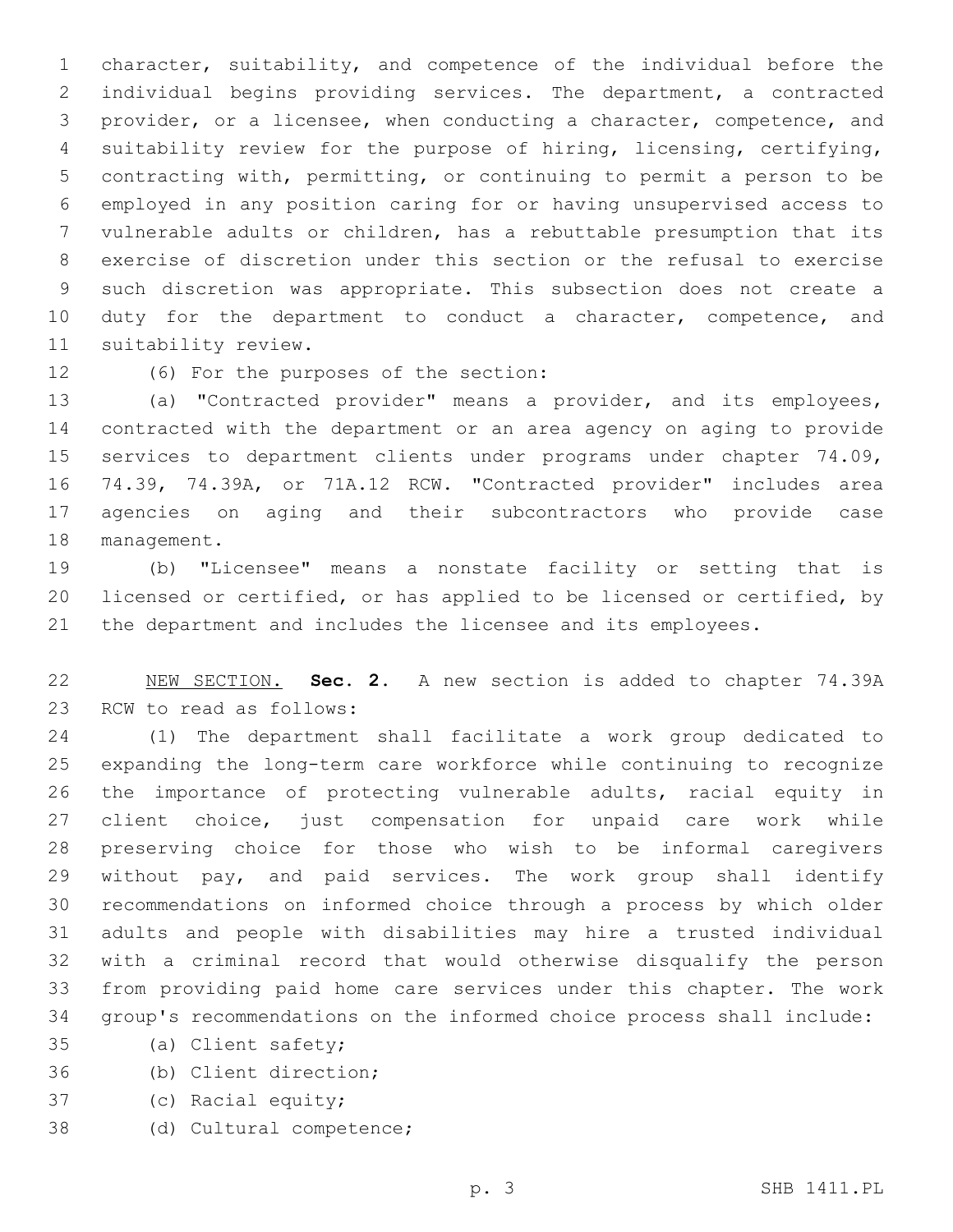character, suitability, and competence of the individual before the individual begins providing services. The department, a contracted provider, or a licensee, when conducting a character, competence, and suitability review for the purpose of hiring, licensing, certifying, contracting with, permitting, or continuing to permit a person to be employed in any position caring for or having unsupervised access to vulnerable adults or children, has a rebuttable presumption that its exercise of discretion under this section or the refusal to exercise such discretion was appropriate. This subsection does not create a duty for the department to conduct a character, competence, and suitability review.

(6) For the purposes of the section:

(a) "Contracted provider" means a provider, and its employees, contracted with the department or an area agency on aging to provide services to department clients under programs under chapter 74.09, 74.39, 74.39A, or 71A.12 RCW. "Contracted provider" includes area agencies on aging and their subcontractors who provide case management.

(b) "Licensee" means a nonstate facility or setting that is licensed or certified, or has applied to be licensed or certified, by the department and includes the licensee and its employees.

NEW SECTION. **Sec. 2.** A new section is added to chapter 74.39A RCW to read as follows:

(1) The department shall facilitate a work group dedicated to expanding the long-term care workforce while continuing to recognize the importance of protecting vulnerable adults, racial equity in client choice, just compensation for unpaid care work while preserving choice for those who wish to be informal caregivers without pay, and paid services. The work group shall identify recommendations on informed choice through a process by which older adults and people with disabilities may hire a trusted individual with a criminal record that would otherwise disqualify the person from providing paid home care services under this chapter. The work group's recommendations on the informed choice process shall include:

(a) Client safety;

(b) Client direction;

(c) Racial equity;

(d) Cultural competence;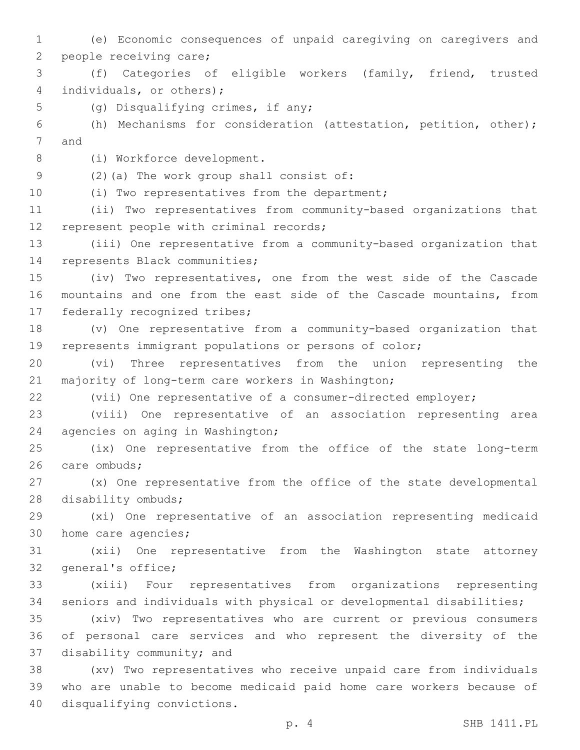(e) Economic consequences of unpaid caregiving on caregivers and people receiving care;

(f) Categories of eligible workers (family, friend, trusted individuals, or others);

(g) Disqualifying crimes, if any;

(h) Mechanisms for consideration (attestation, petition, other); and

(i) Workforce development.

(2)(a) The work group shall consist of:

(i) Two representatives from the department;

(ii) Two representatives from community-based organizations that represent people with criminal records;

(iii) One representative from a community-based organization that represents Black communities;

(iv) Two representatives, one from the west side of the Cascade mountains and one from the east side of the Cascade mountains, from federally recognized tribes;

(v) One representative from a community-based organization that represents immigrant populations or persons of color;

(vi) Three representatives from the union representing the majority of long-term care workers in Washington;

(vii) One representative of a consumer-directed employer;

(viii) One representative of an association representing area agencies on aging in Washington;

(ix) One representative from the office of the state long-term care ombuds;

(x) One representative from the office of the state developmental disability ombuds;

(xi) One representative of an association representing medicaid home care agencies;

(xii) One representative from the Washington state attorney general's office;

(xiii) Four representatives from organizations representing seniors and individuals with physical or developmental disabilities;

(xiv) Two representatives who are current or previous consumers of personal care services and who represent the diversity of the disability community; and

(xv) Two representatives who receive unpaid care from individuals who are unable to become medicaid paid home care workers because of disqualifying convictions.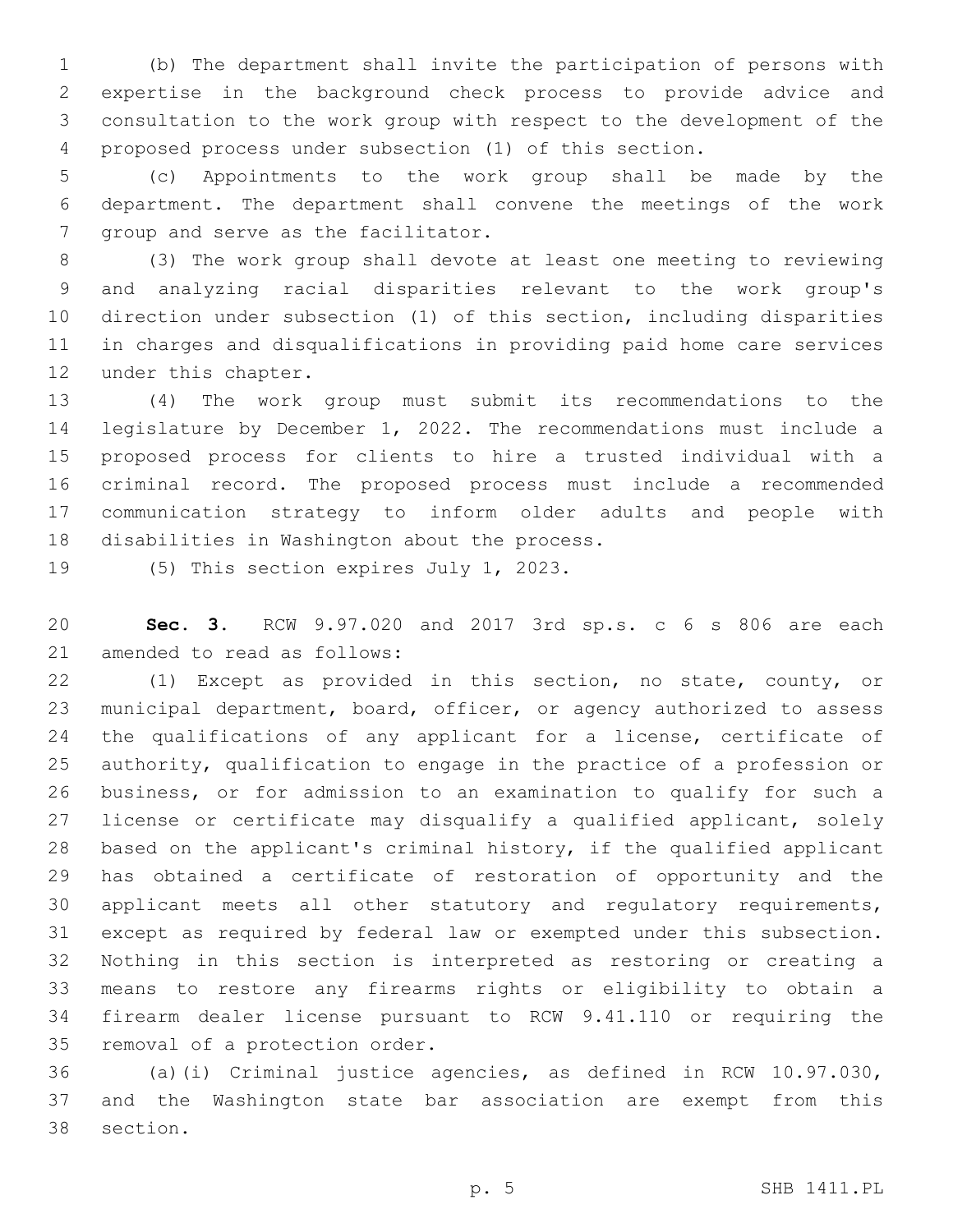(b) The department shall invite the participation of persons with expertise in the background check process to provide advice and consultation to the work group with respect to the development of the proposed process under subsection (1) of this section.

(c) Appointments to the work group shall be made by the department. The department shall convene the meetings of the work group and serve as the facilitator.

(3) The work group shall devote at least one meeting to reviewing and analyzing racial disparities relevant to the work group's direction under subsection (1) of this section, including disparities in charges and disqualifications in providing paid home care services under this chapter.

(4) The work group must submit its recommendations to the legislature by December 1, 2022. The recommendations must include a proposed process for clients to hire a trusted individual with a criminal record. The proposed process must include a recommended communication strategy to inform older adults and people with disabilities in Washington about the process.

(5) This section expires July 1, 2023.

**Sec. 3.** RCW 9.97.020 and 2017 3rd sp.s. c 6 s 806 are each amended to read as follows:

(1) Except as provided in this section, no state, county, or municipal department, board, officer, or agency authorized to assess the qualifications of any applicant for a license, certificate of authority, qualification to engage in the practice of a profession or business, or for admission to an examination to qualify for such a license or certificate may disqualify a qualified applicant, solely based on the applicant's criminal history, if the qualified applicant has obtained a certificate of restoration of opportunity and the applicant meets all other statutory and regulatory requirements, except as required by federal law or exempted under this subsection. Nothing in this section is interpreted as restoring or creating a means to restore any firearms rights or eligibility to obtain a firearm dealer license pursuant to RCW 9.41.110 or requiring the removal of a protection order.

(a)(i) Criminal justice agencies, as defined in RCW 10.97.030, and the Washington state bar association are exempt from this section.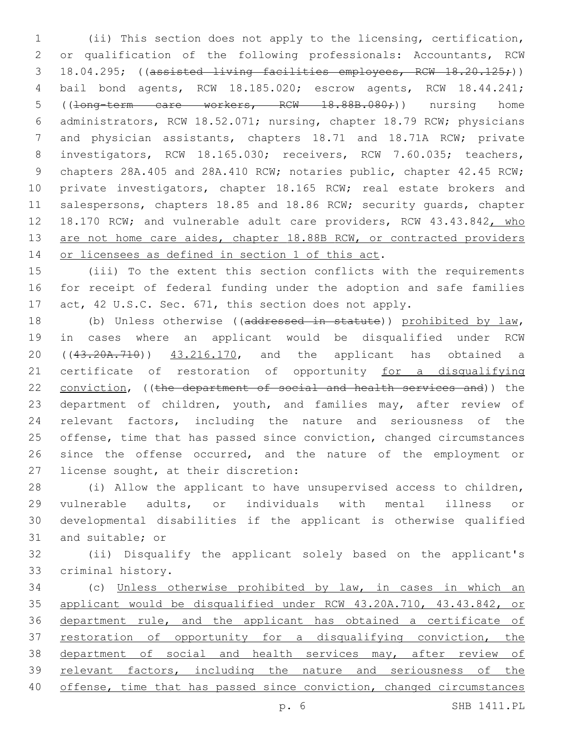(ii) This section does not apply to the licensing, certification, or qualification of the following professionals: Accountants, RCW 18.04.295; ((~~assisted living facilities employees, RCW 18.20.125;~~)) bail bond agents, RCW 18.185.020; escrow agents, RCW 18.44.241; ((~~long-term care workers, RCW 18.88B.080;~~)) nursing home administrators, RCW 18.52.071; nursing, chapter 18.79 RCW; physicians and physician assistants, chapters 18.71 and 18.71A RCW; private investigators, RCW 18.165.030; receivers, RCW 7.60.035; teachers, chapters 28A.405 and 28A.410 RCW; notaries public, chapter 42.45 RCW; private investigators, chapter 18.165 RCW; real estate brokers and salespersons, chapters 18.85 and 18.86 RCW; security guards, chapter 18.170 RCW; and vulnerable adult care providers, RCW 43.43.842<u>, who are not home care aides, chapter 18.88B RCW, or contracted providers or licensees as defined in section 1 of this act</u>.

(iii) To the extent this section conflicts with the requirements for receipt of federal funding under the adoption and safe families act, 42 U.S.C. Sec. 671, this section does not apply.

(b) Unless otherwise ((~~addressed in statute~~)) <u>prohibited by law</u>, in cases where an applicant would be disqualified under RCW ((~~43.20A.710~~)) <u>43.216.170</u>, and the applicant has obtained a certificate of restoration of opportunity <u>for a disqualifying conviction</u>, ((~~the department of social and health services and~~)) the department of children, youth, and families may, after review of relevant factors, including the nature and seriousness of the offense, time that has passed since conviction, changed circumstances since the offense occurred, and the nature of the employment or license sought, at their discretion:

(i) Allow the applicant to have unsupervised access to children, vulnerable adults, or individuals with mental illness or developmental disabilities if the applicant is otherwise qualified and suitable; or

(ii) Disqualify the applicant solely based on the applicant's criminal history.

(c) <u>Unless otherwise prohibited by law, in cases in which an applicant would be disqualified under RCW 43.20A.710, 43.43.842, or department rule, and the applicant has obtained a certificate of restoration of opportunity for a disqualifying conviction, the department of social and health services may, after review of relevant factors, including the nature and seriousness of the offense, time that has passed since conviction, changed circumstances</u>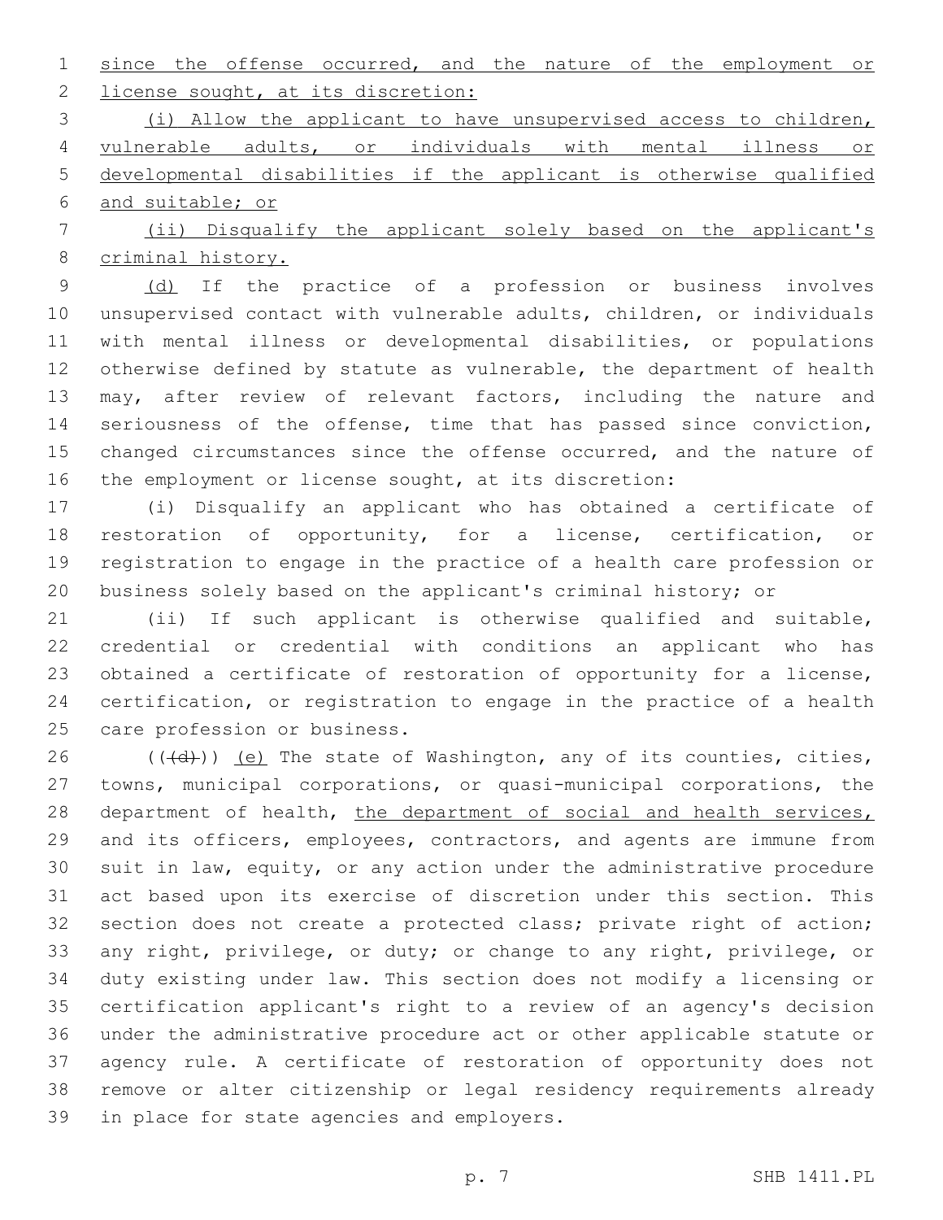since the offense occurred, and the nature of the employment or license sought, at its discretion:

(i) Allow the applicant to have unsupervised access to children, vulnerable adults, or individuals with mental illness or developmental disabilities if the applicant is otherwise qualified and suitable; or

(ii) Disqualify the applicant solely based on the applicant's criminal history.

(d) If the practice of a profession or business involves unsupervised contact with vulnerable adults, children, or individuals with mental illness or developmental disabilities, or populations otherwise defined by statute as vulnerable, the department of health may, after review of relevant factors, including the nature and seriousness of the offense, time that has passed since conviction, changed circumstances since the offense occurred, and the nature of the employment or license sought, at its discretion:

(i) Disqualify an applicant who has obtained a certificate of restoration of opportunity, for a license, certification, or registration to engage in the practice of a health care profession or business solely based on the applicant's criminal history; or

(ii) If such applicant is otherwise qualified and suitable, credential or credential with conditions an applicant who has obtained a certificate of restoration of opportunity for a license, certification, or registration to engage in the practice of a health care profession or business.

(((d))) (e) The state of Washington, any of its counties, cities, towns, municipal corporations, or quasi-municipal corporations, the department of health, the department of social and health services, and its officers, employees, contractors, and agents are immune from suit in law, equity, or any action under the administrative procedure act based upon its exercise of discretion under this section. This section does not create a protected class; private right of action; any right, privilege, or duty; or change to any right, privilege, or duty existing under law. This section does not modify a licensing or certification applicant's right to a review of an agency's decision under the administrative procedure act or other applicable statute or agency rule. A certificate of restoration of opportunity does not remove or alter citizenship or legal residency requirements already in place for state agencies and employers.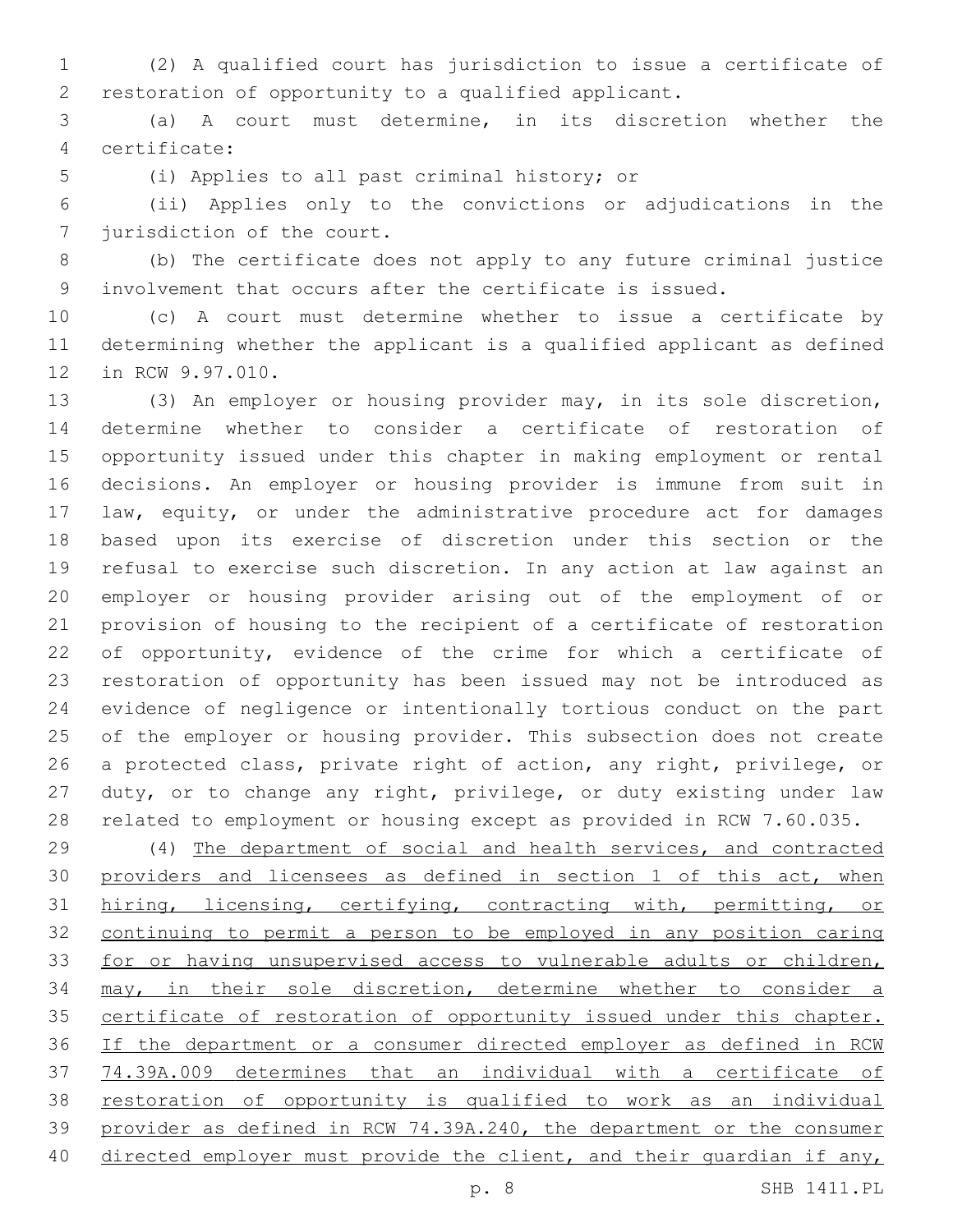(2) A qualified court has jurisdiction to issue a certificate of restoration of opportunity to a qualified applicant.

(a) A court must determine, in its discretion whether the certificate:

(i) Applies to all past criminal history; or

(ii) Applies only to the convictions or adjudications in the jurisdiction of the court.

(b) The certificate does not apply to any future criminal justice involvement that occurs after the certificate is issued.

(c) A court must determine whether to issue a certificate by determining whether the applicant is a qualified applicant as defined in RCW 9.97.010.

(3) An employer or housing provider may, in its sole discretion, determine whether to consider a certificate of restoration of opportunity issued under this chapter in making employment or rental decisions. An employer or housing provider is immune from suit in law, equity, or under the administrative procedure act for damages based upon its exercise of discretion under this section or the refusal to exercise such discretion. In any action at law against an employer or housing provider arising out of the employment of or provision of housing to the recipient of a certificate of restoration of opportunity, evidence of the crime for which a certificate of restoration of opportunity has been issued may not be introduced as evidence of negligence or intentionally tortious conduct on the part of the employer or housing provider. This subsection does not create a protected class, private right of action, any right, privilege, or duty, or to change any right, privilege, or duty existing under law related to employment or housing except as provided in RCW 7.60.035.

(4) <u>The department of social and health services, and contracted providers and licensees as defined in section 1 of this act, when hiring, licensing, certifying, contracting with, permitting, or continuing to permit a person to be employed in any position caring for or having unsupervised access to vulnerable adults or children, may, in their sole discretion, determine whether to consider a certificate of restoration of opportunity issued under this chapter. If the department or a consumer directed employer as defined in RCW 74.39A.009 determines that an individual with a certificate of restoration of opportunity is qualified to work as an individual provider as defined in RCW 74.39A.240, the department or the consumer directed employer must provide the client, and their guardian if any,</u>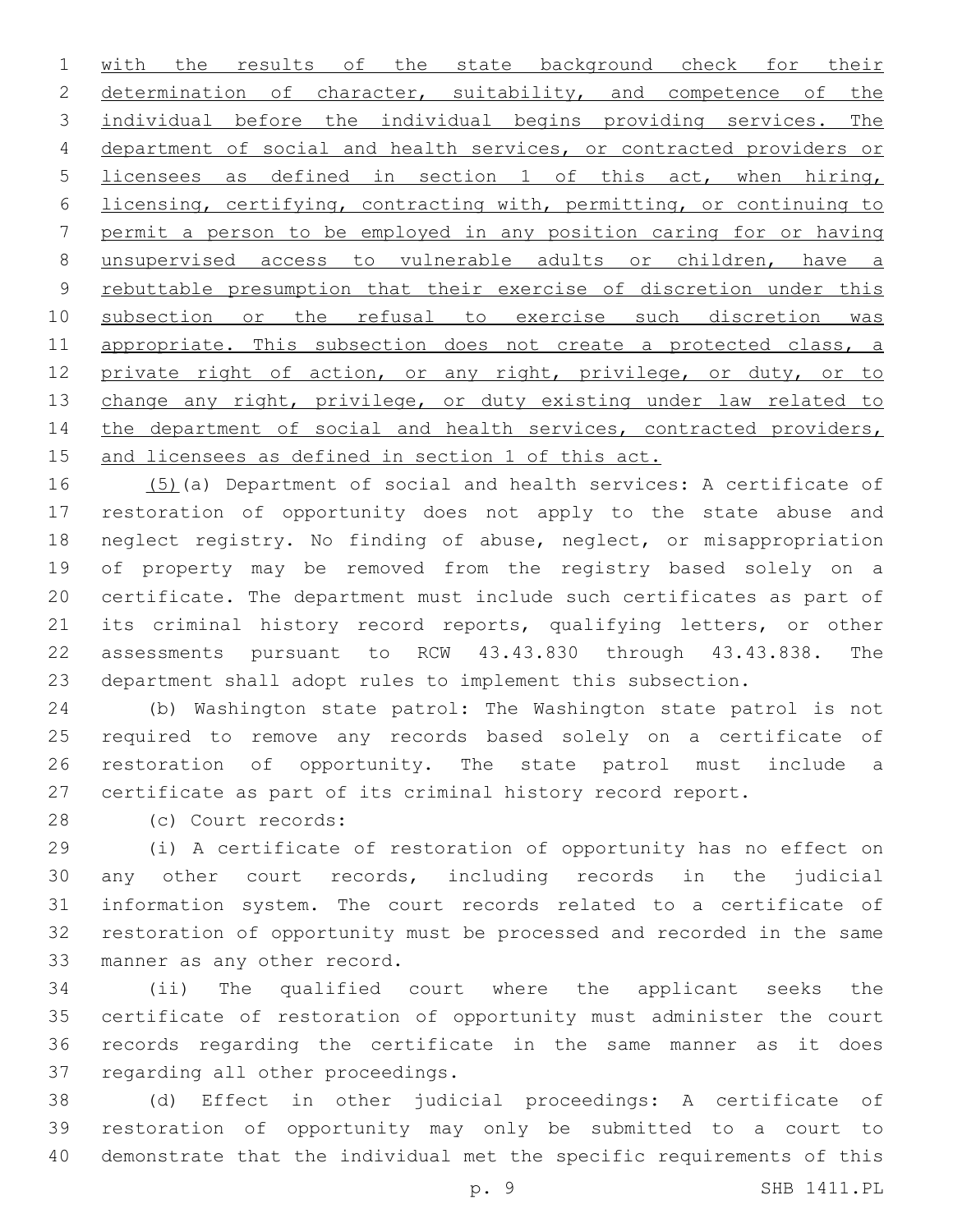with the results of the state background check for their determination of character, suitability, and competence of the individual before the individual begins providing services. The department of social and health services, or contracted providers or licensees as defined in section 1 of this act, when hiring, licensing, certifying, contracting with, permitting, or continuing to permit a person to be employed in any position caring for or having unsupervised access to vulnerable adults or children, have a rebuttable presumption that their exercise of discretion under this subsection or the refusal to exercise such discretion was appropriate. This subsection does not create a protected class, a private right of action, or any right, privilege, or duty, or to change any right, privilege, or duty existing under law related to the department of social and health services, contracted providers, and licensees as defined in section 1 of this act.

(5)(a) Department of social and health services: A certificate of restoration of opportunity does not apply to the state abuse and neglect registry. No finding of abuse, neglect, or misappropriation of property may be removed from the registry based solely on a certificate. The department must include such certificates as part of its criminal history record reports, qualifying letters, or other assessments pursuant to RCW 43.43.830 through 43.43.838. The department shall adopt rules to implement this subsection.

(b) Washington state patrol: The Washington state patrol is not required to remove any records based solely on a certificate of restoration of opportunity. The state patrol must include a certificate as part of its criminal history record report.

(c) Court records:

(i) A certificate of restoration of opportunity has no effect on any other court records, including records in the judicial information system. The court records related to a certificate of restoration of opportunity must be processed and recorded in the same manner as any other record.

(ii) The qualified court where the applicant seeks the certificate of restoration of opportunity must administer the court records regarding the certificate in the same manner as it does regarding all other proceedings.

(d) Effect in other judicial proceedings: A certificate of restoration of opportunity may only be submitted to a court to demonstrate that the individual met the specific requirements of this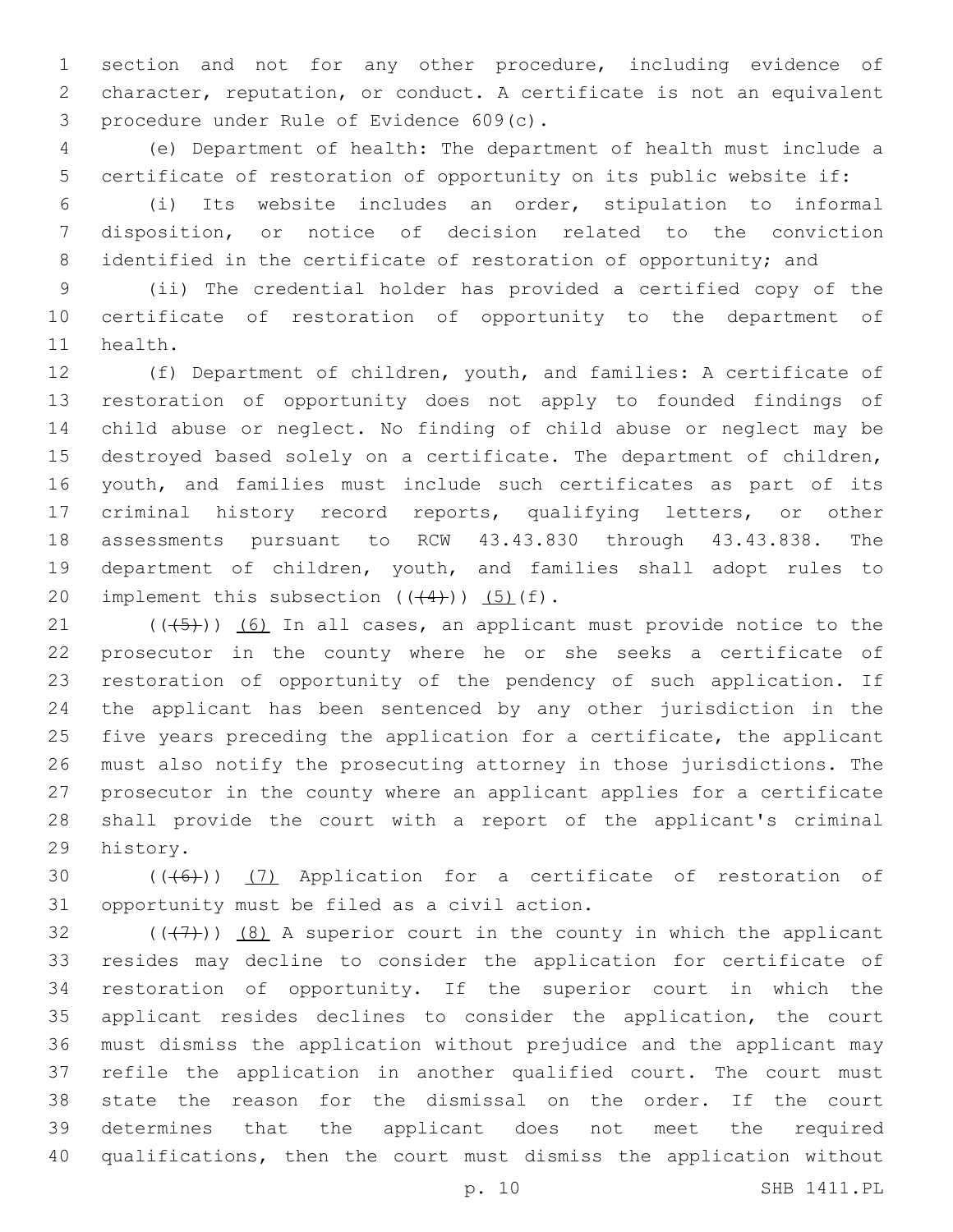section and not for any other procedure, including evidence of character, reputation, or conduct. A certificate is not an equivalent procedure under Rule of Evidence 609(c).

(e) Department of health: The department of health must include a certificate of restoration of opportunity on its public website if:

(i) Its website includes an order, stipulation to informal disposition, or notice of decision related to the conviction identified in the certificate of restoration of opportunity; and

(ii) The credential holder has provided a certified copy of the certificate of restoration of opportunity to the department of health.

(f) Department of children, youth, and families: A certificate of restoration of opportunity does not apply to founded findings of child abuse or neglect. No finding of child abuse or neglect may be destroyed based solely on a certificate. The department of children, youth, and families must include such certificates as part of its criminal history record reports, qualifying letters, or other assessments pursuant to RCW 43.43.830 through 43.43.838. The department of children, youth, and families shall adopt rules to implement this subsection ((~~(4)~~)) <u>(5)</u>(f).

((~~(5)~~)) <u>(6)</u> In all cases, an applicant must provide notice to the prosecutor in the county where he or she seeks a certificate of restoration of opportunity of the pendency of such application. If the applicant has been sentenced by any other jurisdiction in the five years preceding the application for a certificate, the applicant must also notify the prosecuting attorney in those jurisdictions. The prosecutor in the county where an applicant applies for a certificate shall provide the court with a report of the applicant's criminal history.

((~~(6)~~)) <u>(7)</u> Application for a certificate of restoration of opportunity must be filed as a civil action.

((~~(7)~~)) <u>(8)</u> A superior court in the county in which the applicant resides may decline to consider the application for certificate of restoration of opportunity. If the superior court in which the applicant resides declines to consider the application, the court must dismiss the application without prejudice and the applicant may refile the application in another qualified court. The court must state the reason for the dismissal on the order. If the court determines that the applicant does not meet the required qualifications, then the court must dismiss the application without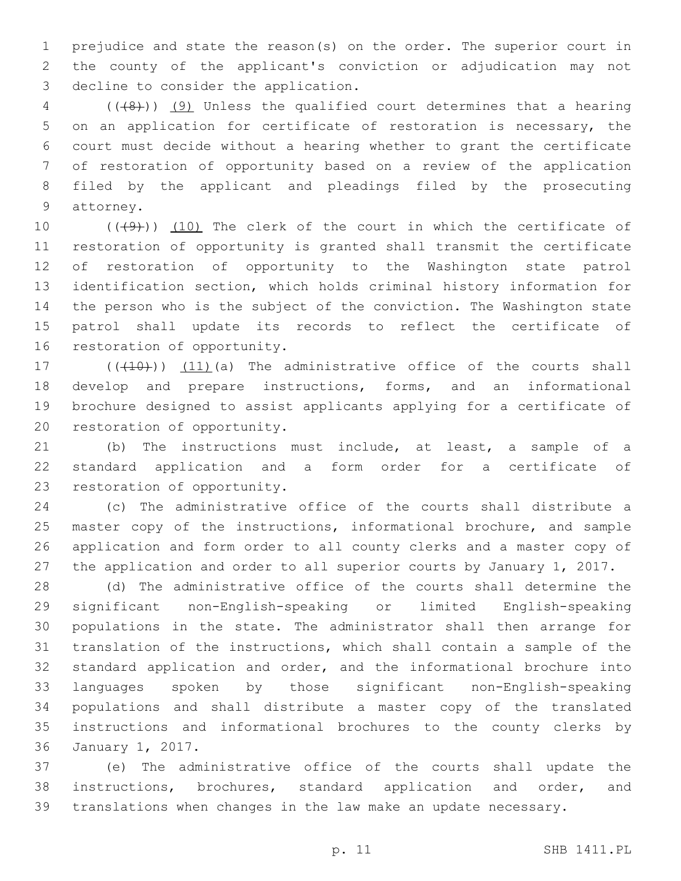prejudice and state the reason(s) on the order. The superior court in the county of the applicant's conviction or adjudication may not decline to consider the application.

((~~(8)~~)) (9) Unless the qualified court determines that a hearing on an application for certificate of restoration is necessary, the court must decide without a hearing whether to grant the certificate of restoration of opportunity based on a review of the application filed by the applicant and pleadings filed by the prosecuting attorney.

((~~(9)~~)) (10) The clerk of the court in which the certificate of restoration of opportunity is granted shall transmit the certificate of restoration of opportunity to the Washington state patrol identification section, which holds criminal history information for the person who is the subject of the conviction. The Washington state patrol shall update its records to reflect the certificate of restoration of opportunity.

((~~(10)~~)) (11)(a) The administrative office of the courts shall develop and prepare instructions, forms, and an informational brochure designed to assist applicants applying for a certificate of restoration of opportunity.

(b) The instructions must include, at least, a sample of a standard application and a form order for a certificate of restoration of opportunity.

(c) The administrative office of the courts shall distribute a master copy of the instructions, informational brochure, and sample application and form order to all county clerks and a master copy of the application and order to all superior courts by January 1, 2017.

(d) The administrative office of the courts shall determine the significant non-English-speaking or limited English-speaking populations in the state. The administrator shall then arrange for translation of the instructions, which shall contain a sample of the standard application and order, and the informational brochure into languages spoken by those significant non-English-speaking populations and shall distribute a master copy of the translated instructions and informational brochures to the county clerks by January 1, 2017.

(e) The administrative office of the courts shall update the instructions, brochures, standard application and order, and translations when changes in the law make an update necessary.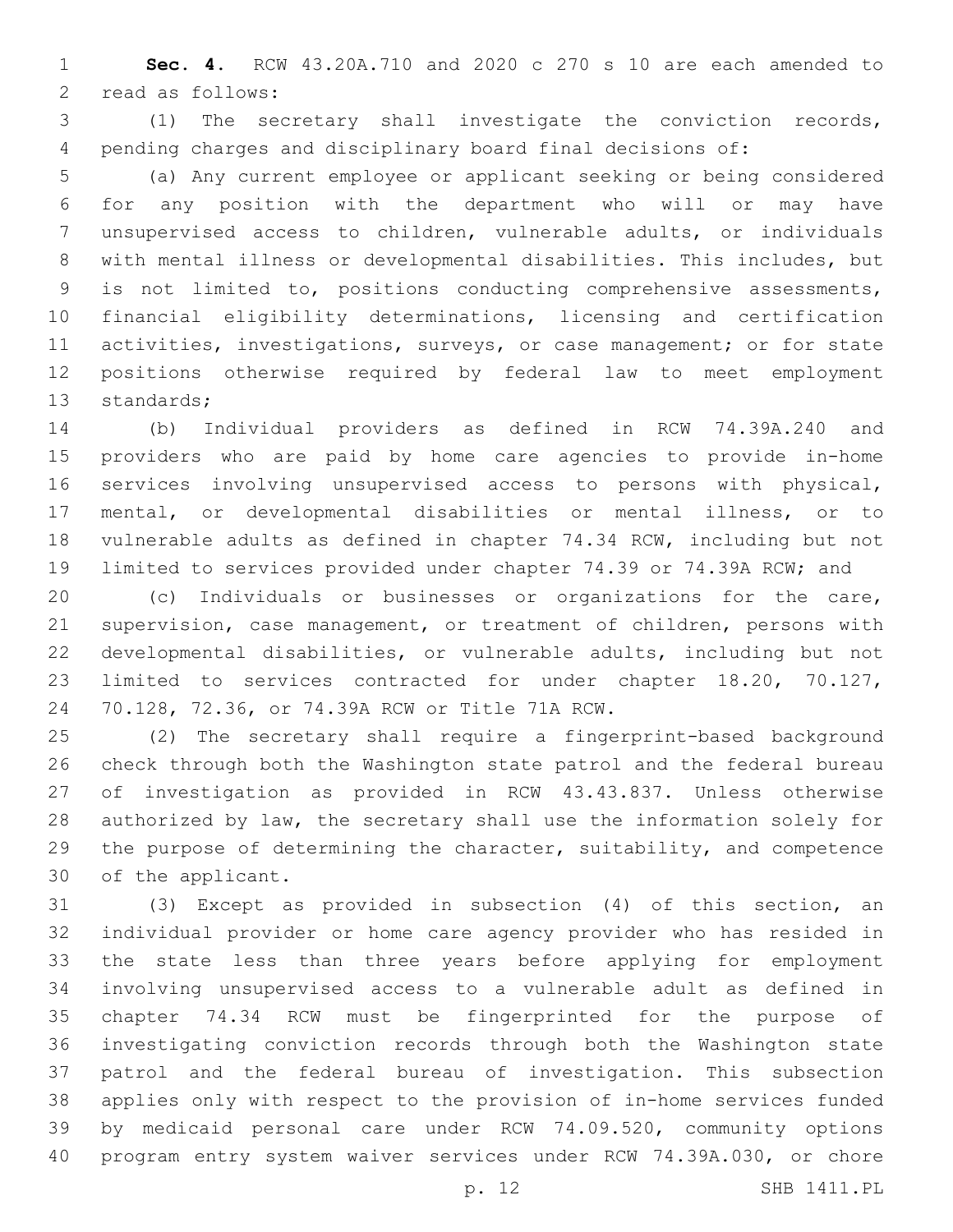**Sec. 4.** RCW 43.20A.710 and 2020 c 270 s 10 are each amended to read as follows:

(1) The secretary shall investigate the conviction records, pending charges and disciplinary board final decisions of:

(a) Any current employee or applicant seeking or being considered for any position with the department who will or may have unsupervised access to children, vulnerable adults, or individuals with mental illness or developmental disabilities. This includes, but is not limited to, positions conducting comprehensive assessments, financial eligibility determinations, licensing and certification activities, investigations, surveys, or case management; or for state positions otherwise required by federal law to meet employment standards;

(b) Individual providers as defined in RCW 74.39A.240 and providers who are paid by home care agencies to provide in-home services involving unsupervised access to persons with physical, mental, or developmental disabilities or mental illness, or to vulnerable adults as defined in chapter 74.34 RCW, including but not limited to services provided under chapter 74.39 or 74.39A RCW; and

(c) Individuals or businesses or organizations for the care, supervision, case management, or treatment of children, persons with developmental disabilities, or vulnerable adults, including but not limited to services contracted for under chapter 18.20, 70.127, 70.128, 72.36, or 74.39A RCW or Title 71A RCW.

(2) The secretary shall require a fingerprint-based background check through both the Washington state patrol and the federal bureau of investigation as provided in RCW 43.43.837. Unless otherwise authorized by law, the secretary shall use the information solely for the purpose of determining the character, suitability, and competence of the applicant.

(3) Except as provided in subsection (4) of this section, an individual provider or home care agency provider who has resided in the state less than three years before applying for employment involving unsupervised access to a vulnerable adult as defined in chapter 74.34 RCW must be fingerprinted for the purpose of investigating conviction records through both the Washington state patrol and the federal bureau of investigation. This subsection applies only with respect to the provision of in-home services funded by medicaid personal care under RCW 74.09.520, community options program entry system waiver services under RCW 74.39A.030, or chore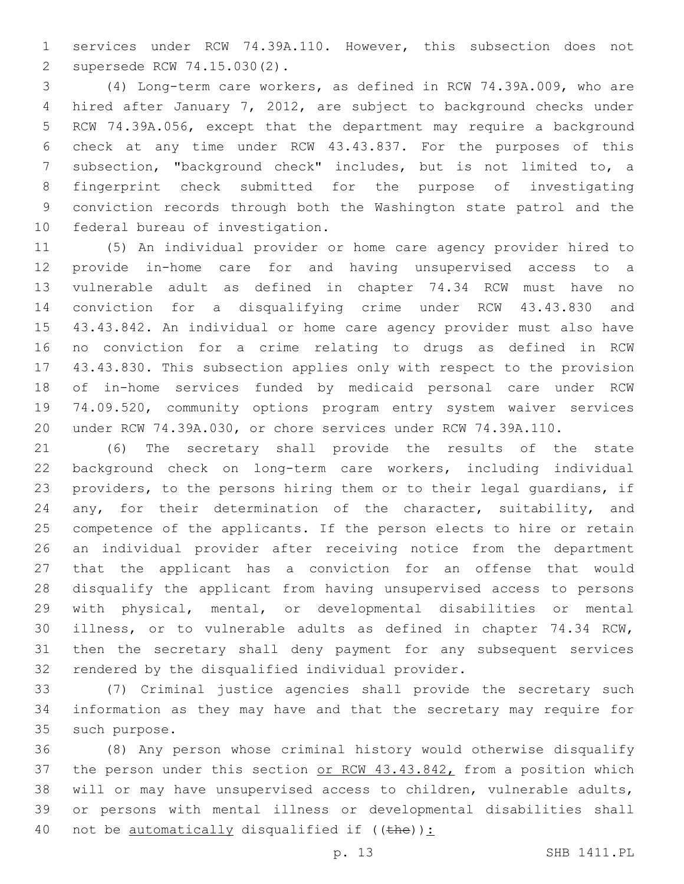services under RCW 74.39A.110. However, this subsection does not supersede RCW 74.15.030(2).

(4) Long-term care workers, as defined in RCW 74.39A.009, who are hired after January 7, 2012, are subject to background checks under RCW 74.39A.056, except that the department may require a background check at any time under RCW 43.43.837. For the purposes of this subsection, "background check" includes, but is not limited to, a fingerprint check submitted for the purpose of investigating conviction records through both the Washington state patrol and the federal bureau of investigation.

(5) An individual provider or home care agency provider hired to provide in-home care for and having unsupervised access to a vulnerable adult as defined in chapter 74.34 RCW must have no conviction for a disqualifying crime under RCW 43.43.830 and 43.43.842. An individual or home care agency provider must also have no conviction for a crime relating to drugs as defined in RCW 43.43.830. This subsection applies only with respect to the provision of in-home services funded by medicaid personal care under RCW 74.09.520, community options program entry system waiver services under RCW 74.39A.030, or chore services under RCW 74.39A.110.

(6) The secretary shall provide the results of the state background check on long-term care workers, including individual providers, to the persons hiring them or to their legal guardians, if any, for their determination of the character, suitability, and competence of the applicants. If the person elects to hire or retain an individual provider after receiving notice from the department that the applicant has a conviction for an offense that would disqualify the applicant from having unsupervised access to persons with physical, mental, or developmental disabilities or mental illness, or to vulnerable adults as defined in chapter 74.34 RCW, then the secretary shall deny payment for any subsequent services rendered by the disqualified individual provider.

(7) Criminal justice agencies shall provide the secretary such information as they may have and that the secretary may require for such purpose.

(8) Any person whose criminal history would otherwise disqualify the person under this section or RCW 43.43.842, from a position which will or may have unsupervised access to children, vulnerable adults, or persons with mental illness or developmental disabilities shall not be automatically disqualified if ((~~the~~)):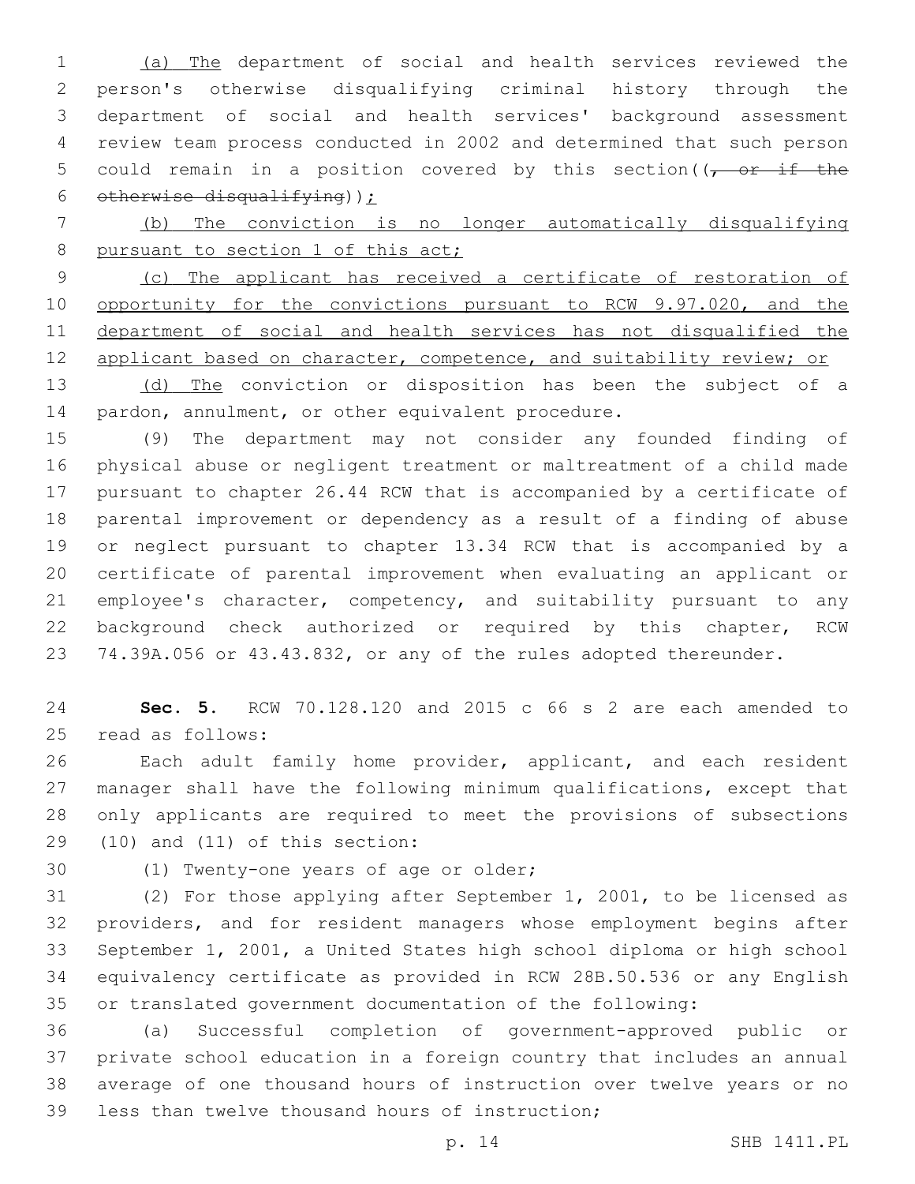(a) The department of social and health services reviewed the person's otherwise disqualifying criminal history through the department of social and health services' background assessment review team process conducted in 2002 and determined that such person could remain in a position covered by this section((, or if the otherwise disqualifying));

(b) The conviction is no longer automatically disqualifying pursuant to section 1 of this act;

(c) The applicant has received a certificate of restoration of opportunity for the convictions pursuant to RCW 9.97.020, and the department of social and health services has not disqualified the applicant based on character, competence, and suitability review; or

(d) The conviction or disposition has been the subject of a pardon, annulment, or other equivalent procedure.

(9) The department may not consider any founded finding of physical abuse or negligent treatment or maltreatment of a child made pursuant to chapter 26.44 RCW that is accompanied by a certificate of parental improvement or dependency as a result of a finding of abuse or neglect pursuant to chapter 13.34 RCW that is accompanied by a certificate of parental improvement when evaluating an applicant or employee's character, competency, and suitability pursuant to any background check authorized or required by this chapter, RCW 74.39A.056 or 43.43.832, or any of the rules adopted thereunder.

**Sec. 5.** RCW 70.128.120 and 2015 c 66 s 2 are each amended to read as follows:

Each adult family home provider, applicant, and each resident manager shall have the following minimum qualifications, except that only applicants are required to meet the provisions of subsections (10) and (11) of this section:

(1) Twenty-one years of age or older;

(2) For those applying after September 1, 2001, to be licensed as providers, and for resident managers whose employment begins after September 1, 2001, a United States high school diploma or high school equivalency certificate as provided in RCW 28B.50.536 or any English or translated government documentation of the following:

(a) Successful completion of government-approved public or private school education in a foreign country that includes an annual average of one thousand hours of instruction over twelve years or no less than twelve thousand hours of instruction;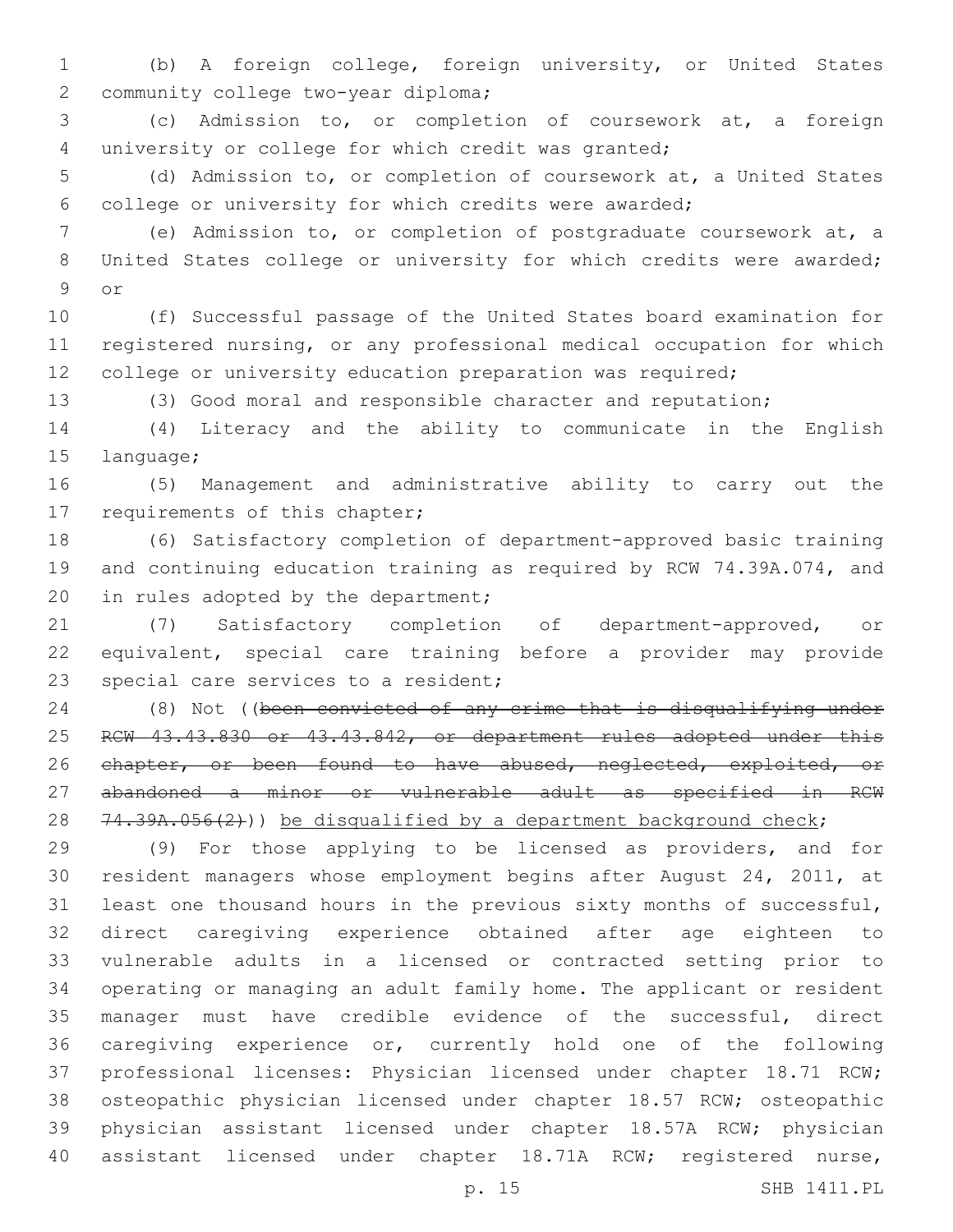(b) A foreign college, foreign university, or United States community college two-year diploma;

(c) Admission to, or completion of coursework at, a foreign university or college for which credit was granted;

(d) Admission to, or completion of coursework at, a United States college or university for which credits were awarded;

(e) Admission to, or completion of postgraduate coursework at, a United States college or university for which credits were awarded; or

(f) Successful passage of the United States board examination for registered nursing, or any professional medical occupation for which college or university education preparation was required;

(3) Good moral and responsible character and reputation;

(4) Literacy and the ability to communicate in the English language;

(5) Management and administrative ability to carry out the requirements of this chapter;

(6) Satisfactory completion of department-approved basic training and continuing education training as required by RCW 74.39A.074, and in rules adopted by the department;

(7) Satisfactory completion of department-approved, or equivalent, special care training before a provider may provide special care services to a resident;

(8) Not ((~~been convicted of any crime that is disqualifying under RCW 43.43.830 or 43.43.842, or department rules adopted under this chapter, or been found to have abused, neglected, exploited, or abandoned a minor or vulnerable adult as specified in RCW 74.39A.056(2)~~)) <u>be disqualified by a department background check</u>;

(9) For those applying to be licensed as providers, and for resident managers whose employment begins after August 24, 2011, at least one thousand hours in the previous sixty months of successful, direct caregiving experience obtained after age eighteen to vulnerable adults in a licensed or contracted setting prior to operating or managing an adult family home. The applicant or resident manager must have credible evidence of the successful, direct caregiving experience or, currently hold one of the following professional licenses: Physician licensed under chapter 18.71 RCW; osteopathic physician licensed under chapter 18.57 RCW; osteopathic physician assistant licensed under chapter 18.57A RCW; physician assistant licensed under chapter 18.71A RCW; registered nurse,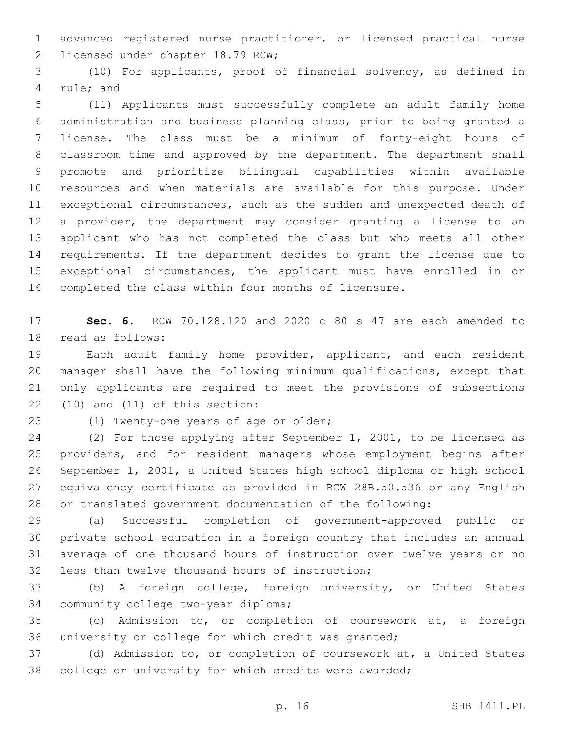advanced registered nurse practitioner, or licensed practical nurse licensed under chapter 18.79 RCW;

(10) For applicants, proof of financial solvency, as defined in rule; and

(11) Applicants must successfully complete an adult family home administration and business planning class, prior to being granted a license. The class must be a minimum of forty-eight hours of classroom time and approved by the department. The department shall promote and prioritize bilingual capabilities within available resources and when materials are available for this purpose. Under exceptional circumstances, such as the sudden and unexpected death of a provider, the department may consider granting a license to an applicant who has not completed the class but who meets all other requirements. If the department decides to grant the license due to exceptional circumstances, the applicant must have enrolled in or completed the class within four months of licensure.

**Sec. 6.** RCW 70.128.120 and 2020 c 80 s 47 are each amended to read as follows:

Each adult family home provider, applicant, and each resident manager shall have the following minimum qualifications, except that only applicants are required to meet the provisions of subsections (10) and (11) of this section:

(1) Twenty-one years of age or older;

(2) For those applying after September 1, 2001, to be licensed as providers, and for resident managers whose employment begins after September 1, 2001, a United States high school diploma or high school equivalency certificate as provided in RCW 28B.50.536 or any English or translated government documentation of the following:

(a) Successful completion of government-approved public or private school education in a foreign country that includes an annual average of one thousand hours of instruction over twelve years or no less than twelve thousand hours of instruction;

(b) A foreign college, foreign university, or United States community college two-year diploma;

(c) Admission to, or completion of coursework at, a foreign university or college for which credit was granted;

(d) Admission to, or completion of coursework at, a United States college or university for which credits were awarded;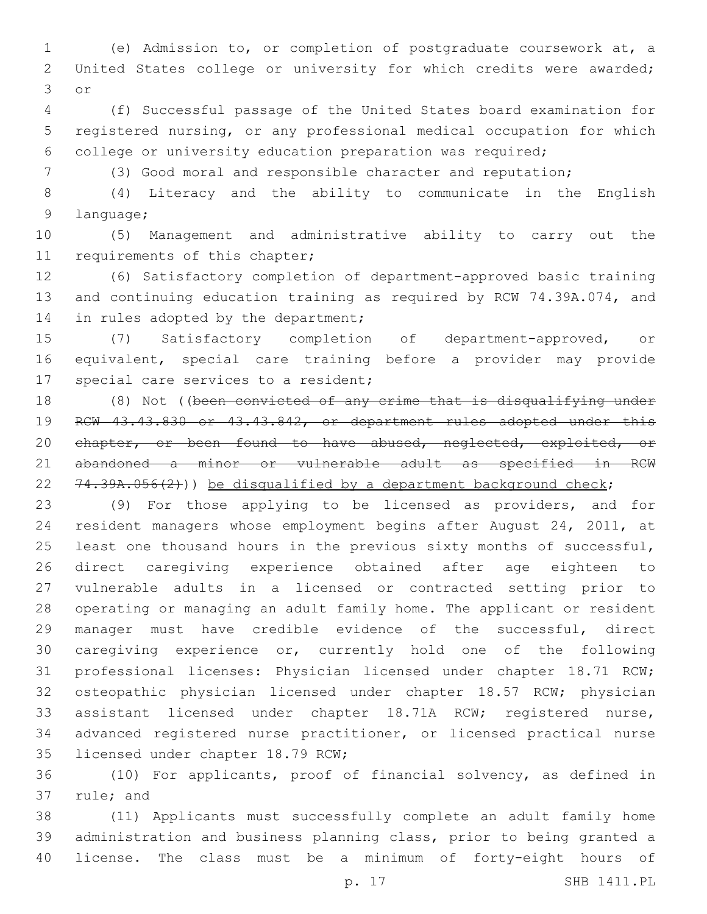(e) Admission to, or completion of postgraduate coursework at, a United States college or university for which credits were awarded; or

(f) Successful passage of the United States board examination for registered nursing, or any professional medical occupation for which college or university education preparation was required;

(3) Good moral and responsible character and reputation;

(4) Literacy and the ability to communicate in the English language;

(5) Management and administrative ability to carry out the requirements of this chapter;

(6) Satisfactory completion of department-approved basic training and continuing education training as required by RCW 74.39A.074, and in rules adopted by the department;

(7) Satisfactory completion of department-approved, or equivalent, special care training before a provider may provide special care services to a resident;

(8) Not ((~~been convicted of any crime that is disqualifying under RCW 43.43.830 or 43.43.842, or department rules adopted under this chapter, or been found to have abused, neglected, exploited, or abandoned a minor or vulnerable adult as specified in RCW 74.39A.056(2)~~)) <u>be disqualified by a department background check</u>;

(9) For those applying to be licensed as providers, and for resident managers whose employment begins after August 24, 2011, at least one thousand hours in the previous sixty months of successful, direct caregiving experience obtained after age eighteen to vulnerable adults in a licensed or contracted setting prior to operating or managing an adult family home. The applicant or resident manager must have credible evidence of the successful, direct caregiving experience or, currently hold one of the following professional licenses: Physician licensed under chapter 18.71 RCW; osteopathic physician licensed under chapter 18.57 RCW; physician assistant licensed under chapter 18.71A RCW; registered nurse, advanced registered nurse practitioner, or licensed practical nurse licensed under chapter 18.79 RCW;

(10) For applicants, proof of financial solvency, as defined in rule; and

(11) Applicants must successfully complete an adult family home administration and business planning class, prior to being granted a license. The class must be a minimum of forty-eight hours of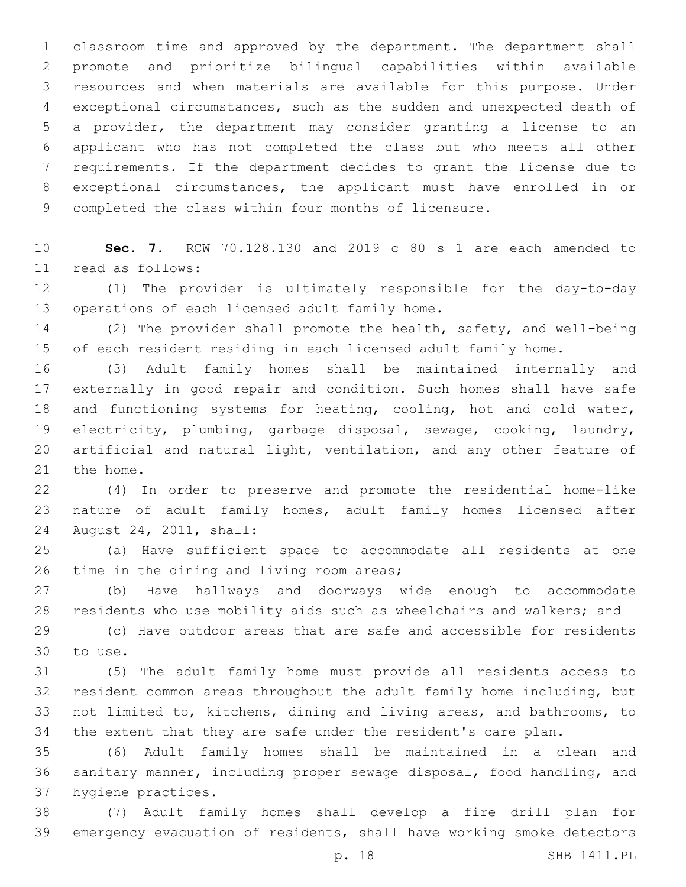classroom time and approved by the department. The department shall promote and prioritize bilingual capabilities within available resources and when materials are available for this purpose. Under exceptional circumstances, such as the sudden and unexpected death of a provider, the department may consider granting a license to an applicant who has not completed the class but who meets all other requirements. If the department decides to grant the license due to exceptional circumstances, the applicant must have enrolled in or completed the class within four months of licensure.

**Sec. 7.** RCW 70.128.130 and 2019 c 80 s 1 are each amended to read as follows:

(1) The provider is ultimately responsible for the day-to-day operations of each licensed adult family home.

(2) The provider shall promote the health, safety, and well-being of each resident residing in each licensed adult family home.

(3) Adult family homes shall be maintained internally and externally in good repair and condition. Such homes shall have safe and functioning systems for heating, cooling, hot and cold water, electricity, plumbing, garbage disposal, sewage, cooking, laundry, artificial and natural light, ventilation, and any other feature of the home.

(4) In order to preserve and promote the residential home-like nature of adult family homes, adult family homes licensed after August 24, 2011, shall:

(a) Have sufficient space to accommodate all residents at one time in the dining and living room areas;

(b) Have hallways and doorways wide enough to accommodate residents who use mobility aids such as wheelchairs and walkers; and

(c) Have outdoor areas that are safe and accessible for residents to use.

(5) The adult family home must provide all residents access to resident common areas throughout the adult family home including, but not limited to, kitchens, dining and living areas, and bathrooms, to the extent that they are safe under the resident's care plan.

(6) Adult family homes shall be maintained in a clean and sanitary manner, including proper sewage disposal, food handling, and hygiene practices.

(7) Adult family homes shall develop a fire drill plan for emergency evacuation of residents, shall have working smoke detectors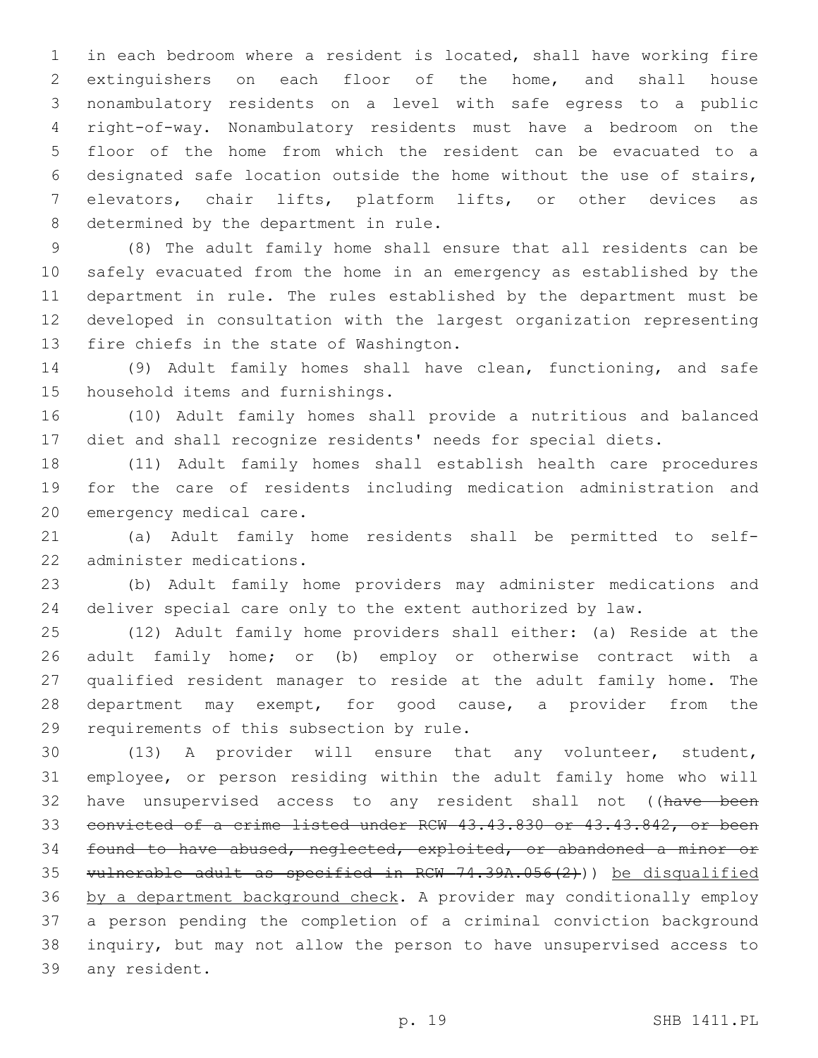in each bedroom where a resident is located, shall have working fire extinguishers on each floor of the home, and shall house nonambulatory residents on a level with safe egress to a public right-of-way. Nonambulatory residents must have a bedroom on the floor of the home from which the resident can be evacuated to a designated safe location outside the home without the use of stairs, elevators, chair lifts, platform lifts, or other devices as determined by the department in rule.

(8) The adult family home shall ensure that all residents can be safely evacuated from the home in an emergency as established by the department in rule. The rules established by the department must be developed in consultation with the largest organization representing fire chiefs in the state of Washington.

(9) Adult family homes shall have clean, functioning, and safe household items and furnishings.

(10) Adult family homes shall provide a nutritious and balanced diet and shall recognize residents' needs for special diets.

(11) Adult family homes shall establish health care procedures for the care of residents including medication administration and emergency medical care.

(a) Adult family home residents shall be permitted to self-administer medications.

(b) Adult family home providers may administer medications and deliver special care only to the extent authorized by law.

(12) Adult family home providers shall either: (a) Reside at the adult family home; or (b) employ or otherwise contract with a qualified resident manager to reside at the adult family home. The department may exempt, for good cause, a provider from the requirements of this subsection by rule.

(13) A provider will ensure that any volunteer, student, employee, or person residing within the adult family home who will have unsupervised access to any resident shall not ((~~have been convicted of a crime listed under RCW 43.43.830 or 43.43.842, or been found to have abused, neglected, exploited, or abandoned a minor or vulnerable adult as specified in RCW 74.39A.056(2)~~)) <u>be disqualified by a department background check</u>. A provider may conditionally employ a person pending the completion of a criminal conviction background inquiry, but may not allow the person to have unsupervised access to any resident.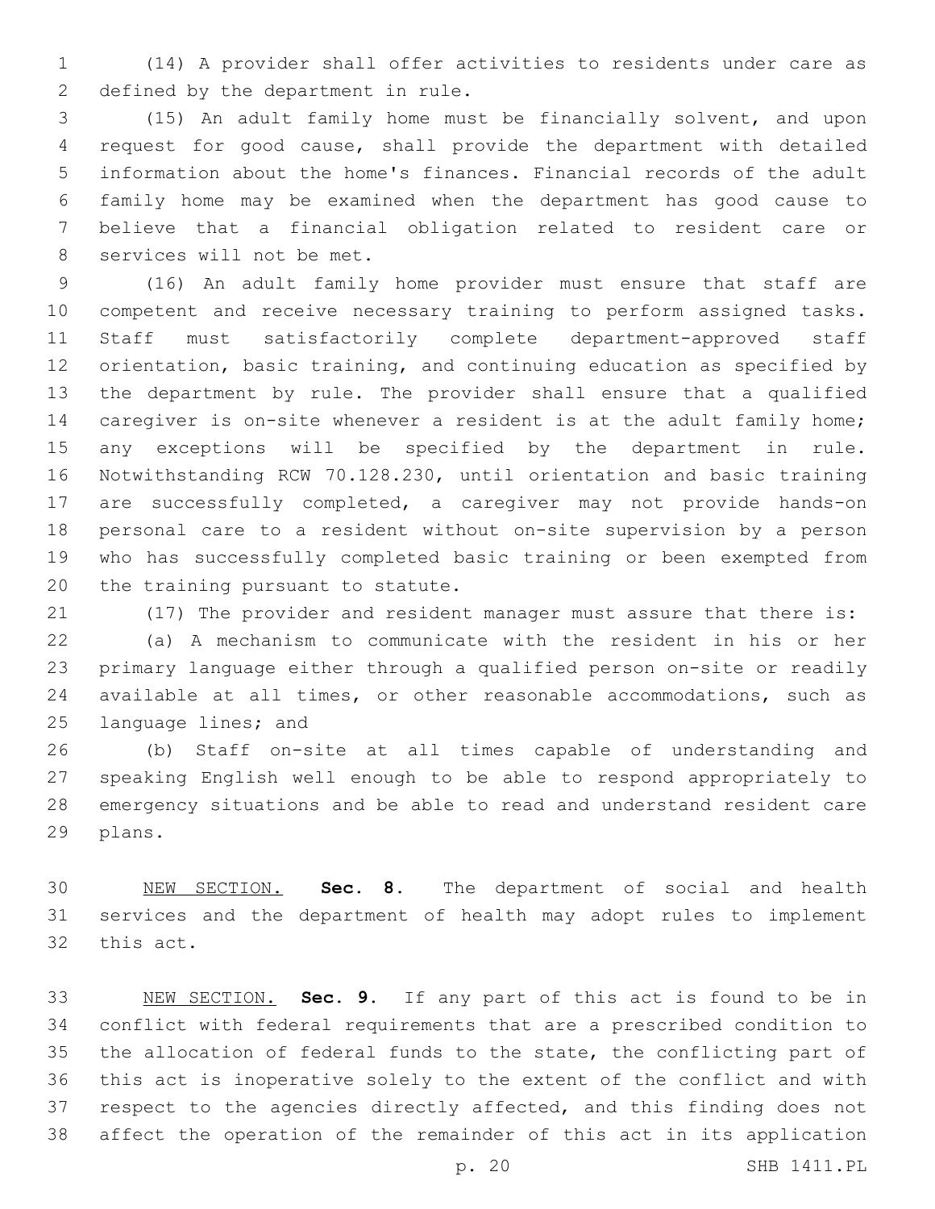(14) A provider shall offer activities to residents under care as defined by the department in rule.

(15) An adult family home must be financially solvent, and upon request for good cause, shall provide the department with detailed information about the home's finances. Financial records of the adult family home may be examined when the department has good cause to believe that a financial obligation related to resident care or services will not be met.

(16) An adult family home provider must ensure that staff are competent and receive necessary training to perform assigned tasks. Staff must satisfactorily complete department-approved staff orientation, basic training, and continuing education as specified by the department by rule. The provider shall ensure that a qualified caregiver is on-site whenever a resident is at the adult family home; any exceptions will be specified by the department in rule. Notwithstanding RCW 70.128.230, until orientation and basic training are successfully completed, a caregiver may not provide hands-on personal care to a resident without on-site supervision by a person who has successfully completed basic training or been exempted from the training pursuant to statute.

(17) The provider and resident manager must assure that there is:

(a) A mechanism to communicate with the resident in his or her primary language either through a qualified person on-site or readily available at all times, or other reasonable accommodations, such as language lines; and

(b) Staff on-site at all times capable of understanding and speaking English well enough to be able to respond appropriately to emergency situations and be able to read and understand resident care plans.

NEW SECTION. **Sec. 8.** The department of social and health services and the department of health may adopt rules to implement this act.

NEW SECTION. **Sec. 9.** If any part of this act is found to be in conflict with federal requirements that are a prescribed condition to the allocation of federal funds to the state, the conflicting part of this act is inoperative solely to the extent of the conflict and with respect to the agencies directly affected, and this finding does not affect the operation of the remainder of this act in its application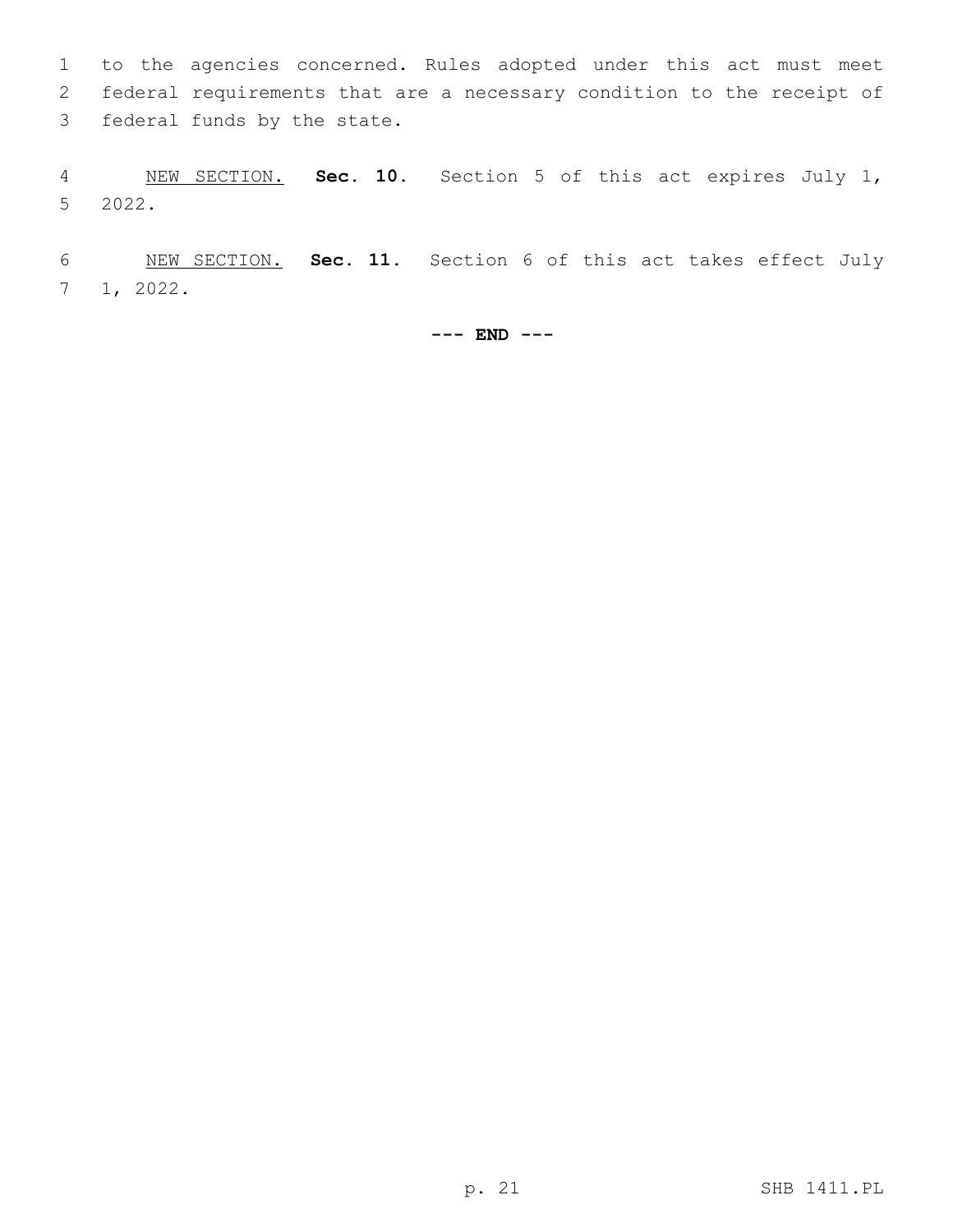to the agencies concerned. Rules adopted under this act must meet federal requirements that are a necessary condition to the receipt of federal funds by the state.

NEW SECTION. **Sec. 10.** Section 5 of this act expires July 1, 2022.

NEW SECTION. **Sec. 11.** Section 6 of this act takes effect July 1, 2022.

**--- END ---**